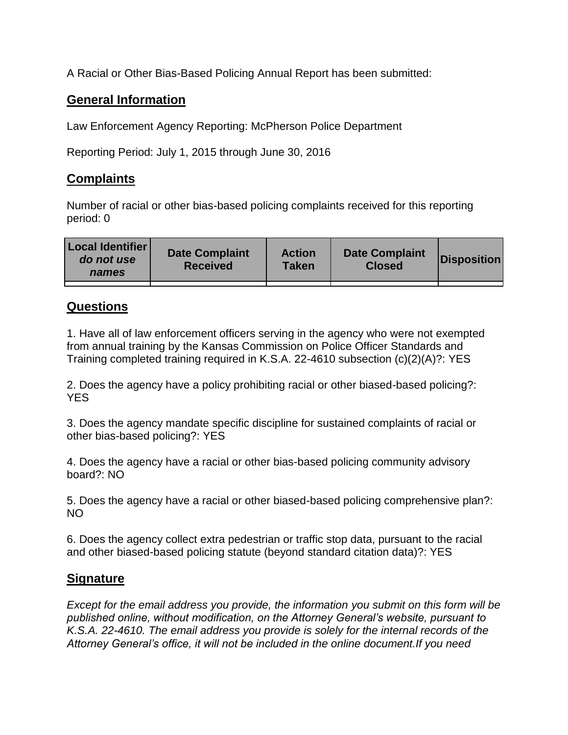A Racial or Other Bias-Based Policing Annual Report has been submitted:

## General Information

Law Enforcement Agency Reporting: McPherson Police Department

Reporting Period: July 1, 2015 through June 30, 2016

## Complaints

Number of racial or other bias-based policing complaints received for this reporting period: 0

| **Local Identifier** *do not use names* | **Date Complaint Received** | **Action Taken** | **Date Complaint Closed** | **Disposition** |
|---|---|---|---|---|
| | | | | |

## Questions

1. Have all of law enforcement officers serving in the agency who were not exempted from annual training by the Kansas Commission on Police Officer Standards and Training completed training required in K.S.A. 22-4610 subsection (c)(2)(A)?: YES

2. Does the agency have a policy prohibiting racial or other biased-based policing?: YES

3. Does the agency mandate specific discipline for sustained complaints of racial or other bias-based policing?: YES

4. Does the agency have a racial or other bias-based policing community advisory board?: NO

5. Does the agency have a racial or other biased-based policing comprehensive plan?: NO

6. Does the agency collect extra pedestrian or traffic stop data, pursuant to the racial and other biased-based policing statute (beyond standard citation data)?: YES

## Signature

*Except for the email address you provide, the information you submit on this form will be published online, without modification, on the Attorney General's website, pursuant to K.S.A. 22-4610. The email address you provide is solely for the internal records of the Attorney General's office, it will not be included in the online document.If you need*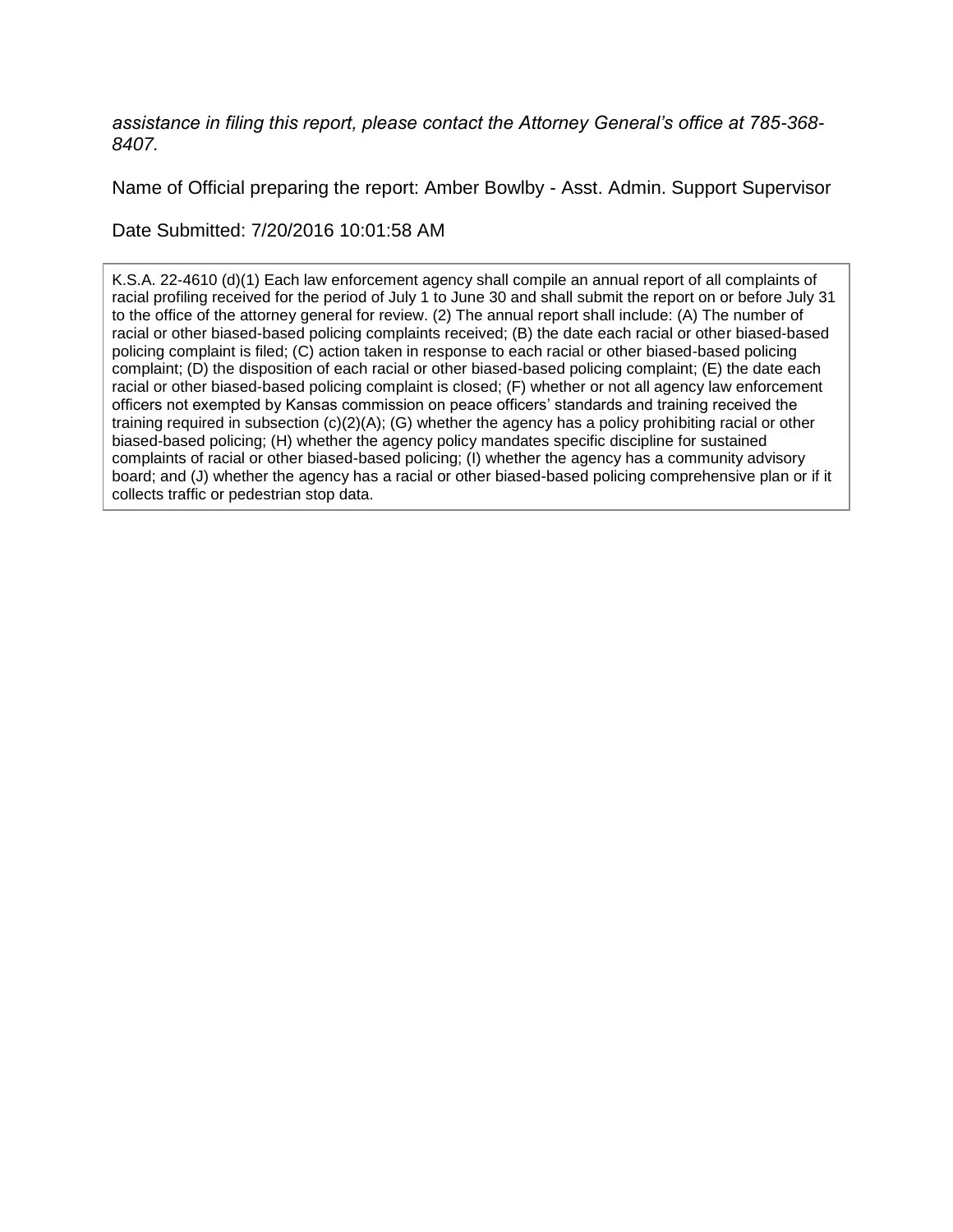*assistance in filing this report, please contact the Attorney General's office at 785-368-8407.*

Name of Official preparing the report: Amber Bowlby - Asst. Admin. Support Supervisor

Date Submitted: 7/20/2016 10:01:58 AM

K.S.A. 22-4610 (d)(1) Each law enforcement agency shall compile an annual report of all complaints of racial profiling received for the period of July 1 to June 30 and shall submit the report on or before July 31 to the office of the attorney general for review. (2) The annual report shall include: (A) The number of racial or other biased-based policing complaints received; (B) the date each racial or other biased-based policing complaint is filed; (C) action taken in response to each racial or other biased-based policing complaint; (D) the disposition of each racial or other biased-based policing complaint; (E) the date each racial or other biased-based policing complaint is closed; (F) whether or not all agency law enforcement officers not exempted by Kansas commission on peace officers' standards and training received the training required in subsection (c)(2)(A); (G) whether the agency has a policy prohibiting racial or other biased-based policing; (H) whether the agency policy mandates specific discipline for sustained complaints of racial or other biased-based policing; (I) whether the agency has a community advisory board; and (J) whether the agency has a racial or other biased-based policing comprehensive plan or if it collects traffic or pedestrian stop data.